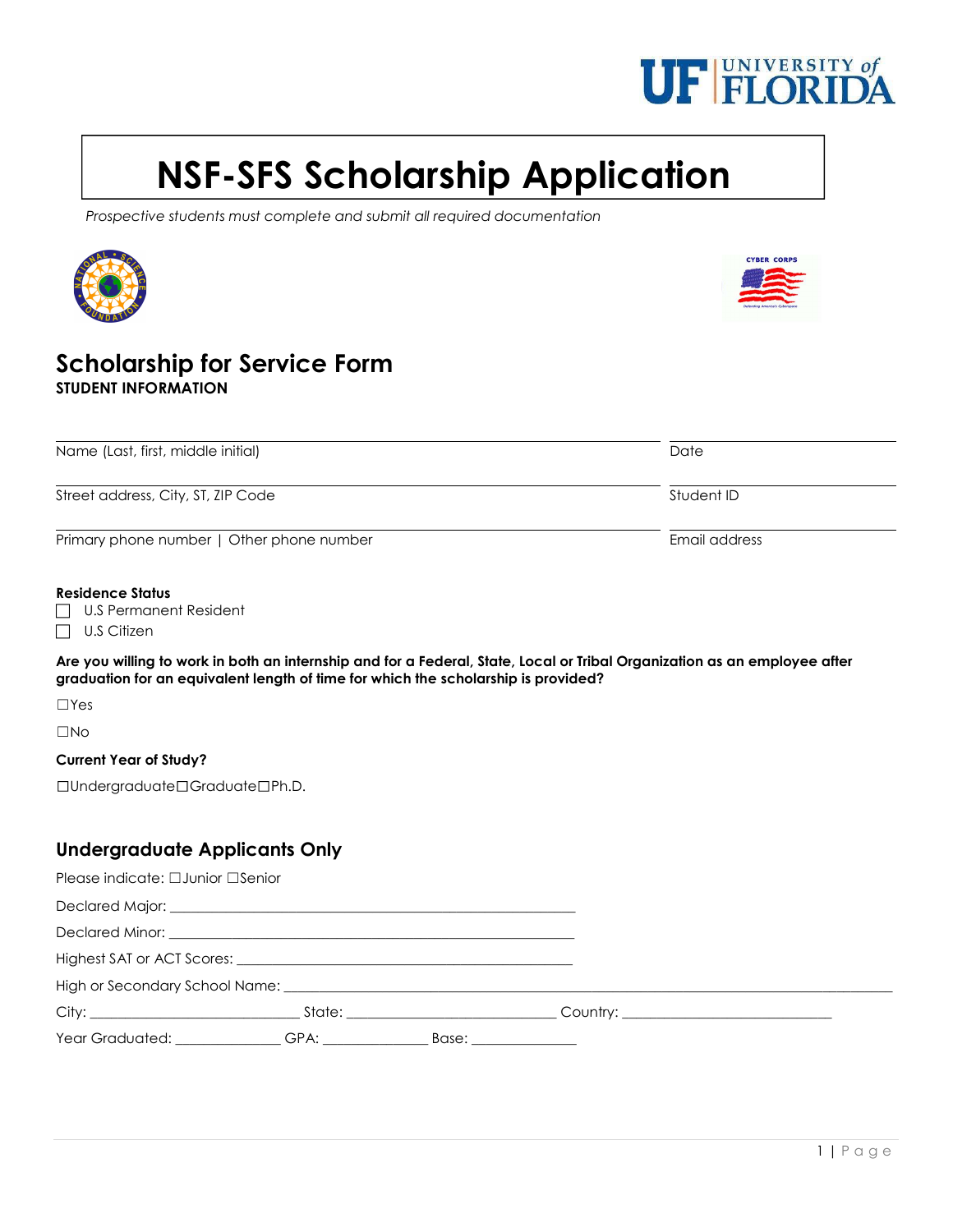# NSF-SFS Scholarship Application

*Prospective students must complete and submit all required documentation*

## Scholarship for Service Form

**STUDENT INFORMATION**

| | |
|---|---|
| Name (Last, first, middle initial) | Date |
| Street address, City, ST, ZIP Code | Student ID |
| Primary phone number \| Other phone number | Email address |

**Residence Status**

☐ U.S Permanent Resident

☐ U.S Citizen

**Are you willing to work in both an internship and for a Federal, State, Local or Tribal Organization as an employee after graduation for an equivalent length of time for which the scholarship is provided?**

☐Yes

☐No

**Current Year of Study?**

☐Undergraduate☐Graduate☐Ph.D.

### Undergraduate Applicants Only

Please indicate: ☐Junior ☐Senior

Declared Major: ____________________________________________

Declared Minor: ____________________________________________

Highest SAT or ACT Scores: ____________________________________

High or Secondary School Name: ______________________________________________________________

City: ______________________ State: ______________________ Country: ______________________

Year Graduated: ___________ GPA: ___________ Base: ___________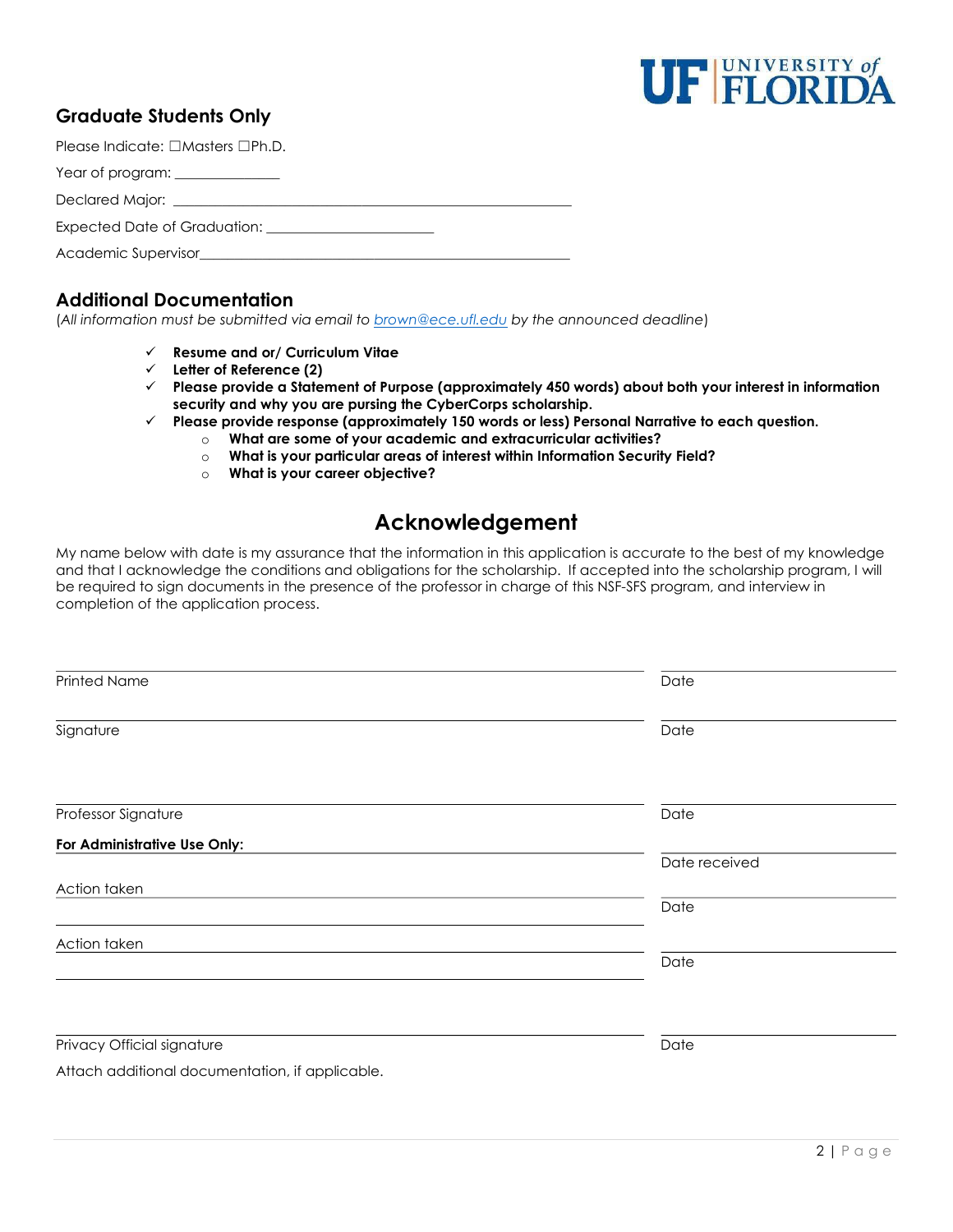## Graduate Students Only

Please Indicate: ☐Masters ☐Ph.D.

Year of program: _______________

Declared Major: _________________________________________________________

Expected Date of Graduation: ________________________

Academic Supervisor_____________________________________________________

## Additional Documentation

(*All information must be submitted via email to [brown@ece.ufl.edu](mailto:brown@ece.ufl.edu) by the announced deadline*)

- ✓ **Resume and or/ Curriculum Vitae**
- ✓ **Letter of Reference (2)**
- ✓ **Please provide a Statement of Purpose (approximately 450 words) about both your interest in information security and why you are pursing the CyberCorps scholarship.**
- ✓ **Please provide response (approximately 150 words or less) Personal Narrative to each question.**
  - **What are some of your academic and extracurricular activities?**
  - **What is your particular areas of interest within Information Security Field?**
  - **What is your career objective?**

## Acknowledgement

My name below with date is my assurance that the information in this application is accurate to the best of my knowledge and that I acknowledge the conditions and obligations for the scholarship. If accepted into the scholarship program, I will be required to sign documents in the presence of the professor in charge of this NSF-SFS program, and interview in completion of the application process.

_______________________________________________ _______________

Printed Name Date

_______________________________________________ _______________

Signature Date

_______________________________________________ _______________

Professor Signature Date

**For Administrative Use Only:** _______________________________________________

_______________

Date received

Action taken _______________________________________________

_______________

Date

_______________________________________________

Action taken _______________________________________________

_______________

Date

_______________________________________________

_______________________________________________ _______________

Privacy Official signature Date

Attach additional documentation, if applicable.